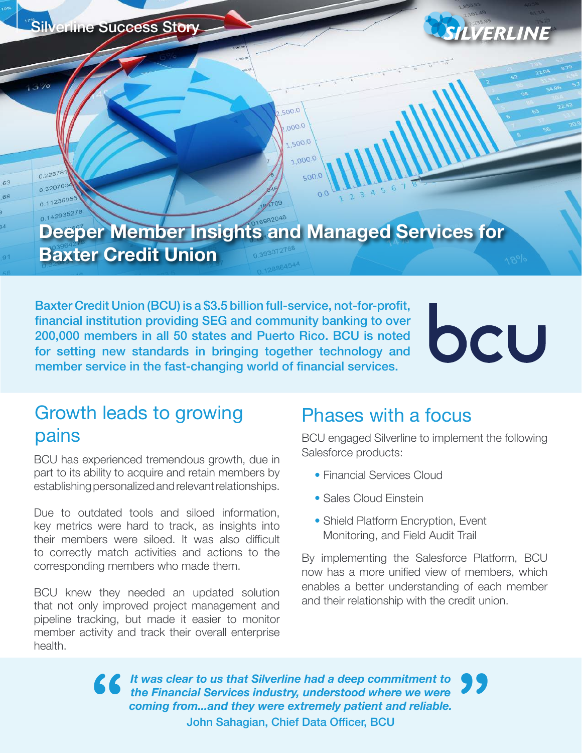Silverline Success Story

# Deeper Member Insights and Managed Services for Baxter Credit Union

**Baxter Credit Union (BCU) is a $3.5 billion full-service, not-for-profit, financial institution providing SEG and community banking to over 200,000 members in all 50 states and Puerto Rico. BCU is noted for setting new standards in bringing together technology and member service in the fast-changing world of financial services.**

## Growth leads to growing pains

BCU has experienced tremendous growth, due in part to its ability to acquire and retain members by establishing personalized and relevant relationships.

Due to outdated tools and siloed information, key metrics were hard to track, as insights into their members were siloed. It was also difficult to correctly match activities and actions to the corresponding members who made them.

BCU knew they needed an updated solution that not only improved project management and pipeline tracking, but made it easier to monitor member activity and track their overall enterprise health.

## Phases with a focus

BCU engaged Silverline to implement the following Salesforce products:

- Financial Services Cloud
- Sales Cloud Einstein
- Shield Platform Encryption, Event Monitoring, and Field Audit Trail

By implementing the Salesforce Platform, BCU now has a more unified view of members, which enables a better understanding of each member and their relationship with the credit union.

> ***"It was clear to us that Silverline had a deep commitment to the Financial Services industry, understood where we were coming from...and they were extremely patient and reliable."***
>
> **John Sahagian, Chief Data Officer, BCU**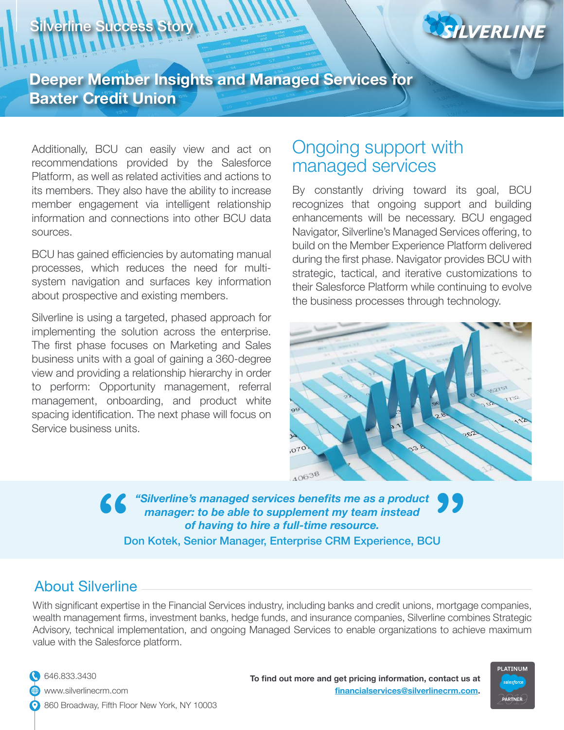Silverline Success Story

# Deeper Member Insights and Managed Services for Baxter Credit Union

Additionally, BCU can easily view and act on recommendations provided by the Salesforce Platform, as well as related activities and actions to its members. They also have the ability to increase member engagement via intelligent relationship information and connections into other BCU data sources.

BCU has gained efficiencies by automating manual processes, which reduces the need for multi-system navigation and surfaces key information about prospective and existing members.

Silverline is using a targeted, phased approach for implementing the solution across the enterprise. The first phase focuses on Marketing and Sales business units with a goal of gaining a 360-degree view and providing a relationship hierarchy in order to perform: Opportunity management, referral management, onboarding, and product white spacing identification. The next phase will focus on Service business units.

## Ongoing support with managed services

By constantly driving toward its goal, BCU recognizes that ongoing support and building enhancements will be necessary. BCU engaged Navigator, Silverline's Managed Services offering, to build on the Member Experience Platform delivered during the first phase. Navigator provides BCU with strategic, tactical, and iterative customizations to their Salesforce Platform while continuing to evolve the business processes through technology.

> ***"Silverline's managed services benefits me as a product manager: to be able to supplement my team instead of having to hire a full-time resource.***
>
> **Don Kotek, Senior Manager, Enterprise CRM Experience, BCU**

## About Silverline

With significant expertise in the Financial Services industry, including banks and credit unions, mortgage companies, wealth management firms, investment banks, hedge funds, and insurance companies, Silverline combines Strategic Advisory, technical implementation, and ongoing Managed Services to enable organizations to achieve maximum value with the Salesforce platform.

646.833.3430

www.silverlinecrm.com

860 Broadway, Fifth Floor New York, NY 10003

**To find out more and get pricing information, contact us at financialservices@silverlinecrm.com.**

PLATINUM salesforce PARTNER 2019